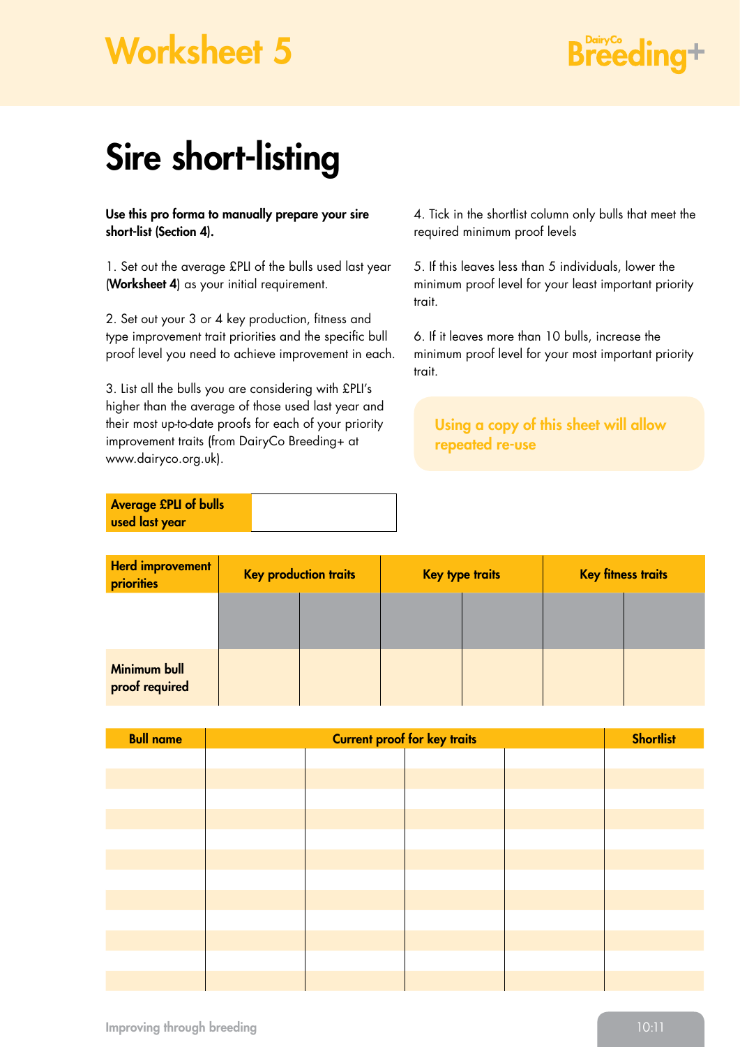# Worksheet 5

DairyCo Breeding+

# Sire short-listing

**Use this pro forma to manually prepare your sire short-list (Section 4).**

1. Set out the average £PLI of the bulls used last year (**Worksheet 4**) as your initial requirement.

2. Set out your 3 or 4 key production, fitness and type improvement trait priorities and the specific bull proof level you need to achieve improvement in each.

3. List all the bulls you are considering with £PLI's higher than the average of those used last year and their most up-to-date proofs for each of your priority improvement traits (from DairyCo Breeding+ at www.dairyco.org.uk).

4. Tick in the shortlist column only bulls that meet the required minimum proof levels

5. If this leaves less than 5 individuals, lower the minimum proof level for your least important priority trait.

6. If it leaves more than 10 bulls, increase the minimum proof level for your most important priority trait.

Using a copy of this sheet will allow repeated re-use

| Average £PLI of bulls used last year | |
|---|---|

| Herd improvement priorities | Key production traits | | Key type traits | | Key fitness traits | |
|---|---|---|---|---|---|---|
| | | | | | | |
| Minimum bull proof required | | | | | | |

| Bull name | Current proof for key traits | | | | Shortlist |
|---|---|---|---|---|---|
| | | | | | |
| | | | | | |
| | | | | | |
| | | | | | |
| | | | | | |
| | | | | | |
| | | | | | |
| | | | | | |
| | | | | | |
| | | | | | |
| | | | | | |
| | | | | | |

Improving through breeding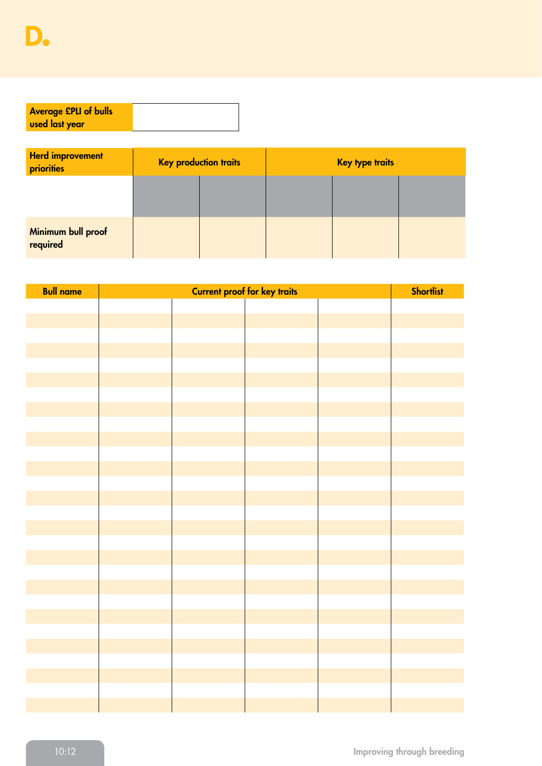# D.

| Average £PLI of bulls used last year | |
|---|---|

| Herd improvement priorities | Key production traits | | Key type traits | | |
|---|---|---|---|---|---|
| | | | | | |
| Minimum bull proof required | | | | | |

| Bull name | Current proof for key traits | | | | Shortlist |
|---|---|---|---|---|---|
| | | | | | |
| | | | | | |
| | | | | | |
| | | | | | |
| | | | | | |
| | | | | | |
| | | | | | |
| | | | | | |
| | | | | | |
| | | | | | |
| | | | | | |
| | | | | | |
| | | | | | |
| | | | | | |
| | | | | | |
| | | | | | |
| | | | | | |
| | | | | | |
| | | | | | |
| | | | | | |
| | | | | | |
| | | | | | |
| | | | | | |
| | | | | | |
| | | | | | |
| | | | | | |
| | | | | | |
| | | | | | |